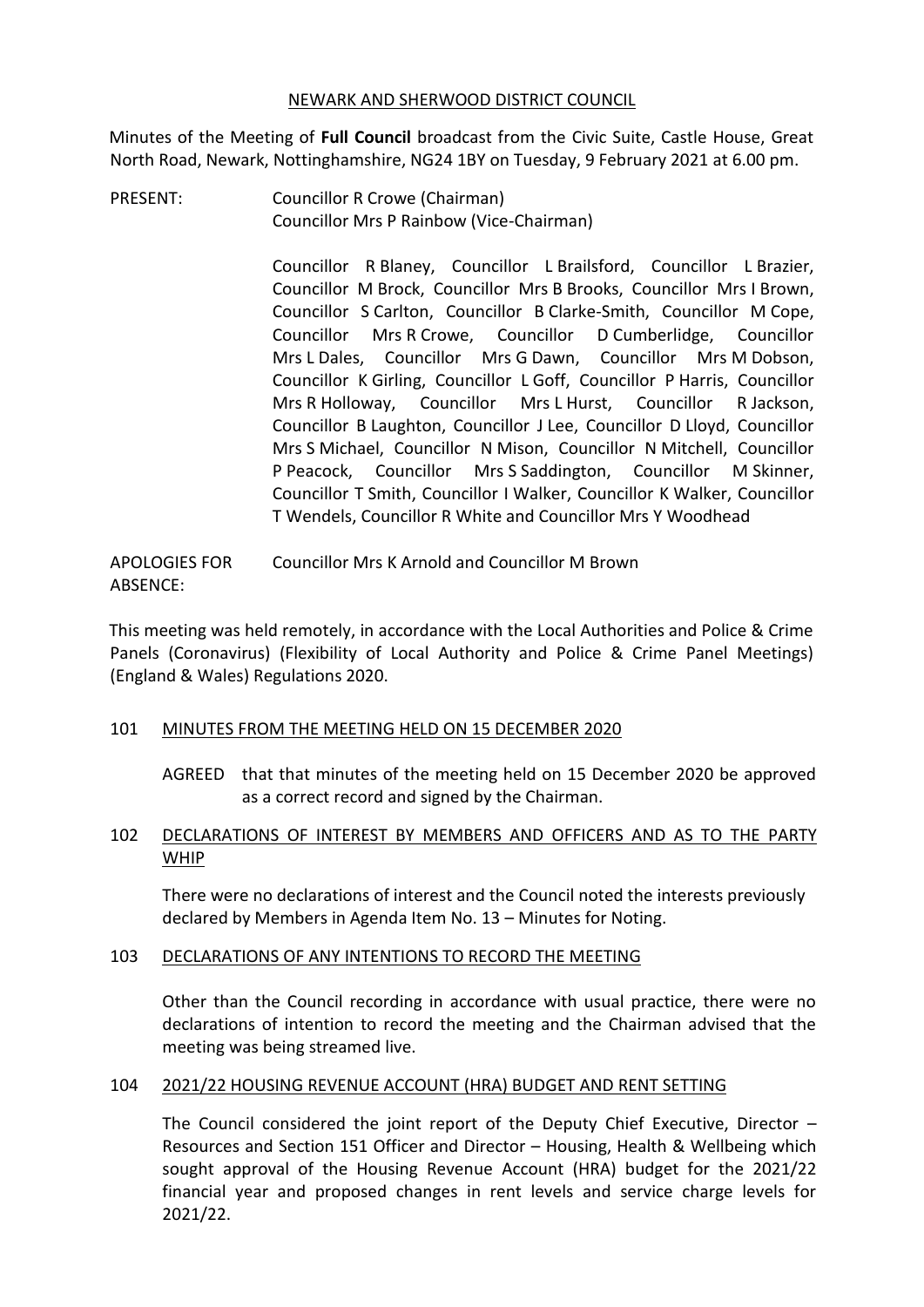NEWARK AND SHERWOOD DISTRICT COUNCIL

Minutes of the Meeting of **Full Council** broadcast from the Civic Suite, Castle House, Great North Road, Newark, Nottinghamshire, NG24 1BY on Tuesday, 9 February 2021 at 6.00 pm.

PRESENT: Councillor R Crowe (Chairman)
Councillor Mrs P Rainbow (Vice-Chairman)

Councillor R Blaney, Councillor L Brailsford, Councillor L Brazier, Councillor M Brock, Councillor Mrs B Brooks, Councillor Mrs I Brown, Councillor S Carlton, Councillor B Clarke-Smith, Councillor M Cope, Councillor Mrs R Crowe, Councillor D Cumberlidge, Councillor Mrs L Dales, Councillor Mrs G Dawn, Councillor Mrs M Dobson, Councillor K Girling, Councillor L Goff, Councillor P Harris, Councillor Mrs R Holloway, Councillor Mrs L Hurst, Councillor R Jackson, Councillor B Laughton, Councillor J Lee, Councillor D Lloyd, Councillor Mrs S Michael, Councillor N Mison, Councillor N Mitchell, Councillor P Peacock, Councillor Mrs S Saddington, Councillor M Skinner, Councillor T Smith, Councillor I Walker, Councillor K Walker, Councillor T Wendels, Councillor R White and Councillor Mrs Y Woodhead

APOLOGIES FOR ABSENCE: Councillor Mrs K Arnold and Councillor M Brown

This meeting was held remotely, in accordance with the Local Authorities and Police & Crime Panels (Coronavirus) (Flexibility of Local Authority and Police & Crime Panel Meetings) (England & Wales) Regulations 2020.

## 101 MINUTES FROM THE MEETING HELD ON 15 DECEMBER 2020

AGREED that that minutes of the meeting held on 15 December 2020 be approved as a correct record and signed by the Chairman.

## 102 DECLARATIONS OF INTEREST BY MEMBERS AND OFFICERS AND AS TO THE PARTY WHIP

There were no declarations of interest and the Council noted the interests previously declared by Members in Agenda Item No. 13 – Minutes for Noting.

## 103 DECLARATIONS OF ANY INTENTIONS TO RECORD THE MEETING

Other than the Council recording in accordance with usual practice, there were no declarations of intention to record the meeting and the Chairman advised that the meeting was being streamed live.

## 104 2021/22 HOUSING REVENUE ACCOUNT (HRA) BUDGET AND RENT SETTING

The Council considered the joint report of the Deputy Chief Executive, Director – Resources and Section 151 Officer and Director – Housing, Health & Wellbeing which sought approval of the Housing Revenue Account (HRA) budget for the 2021/22 financial year and proposed changes in rent levels and service charge levels for 2021/22.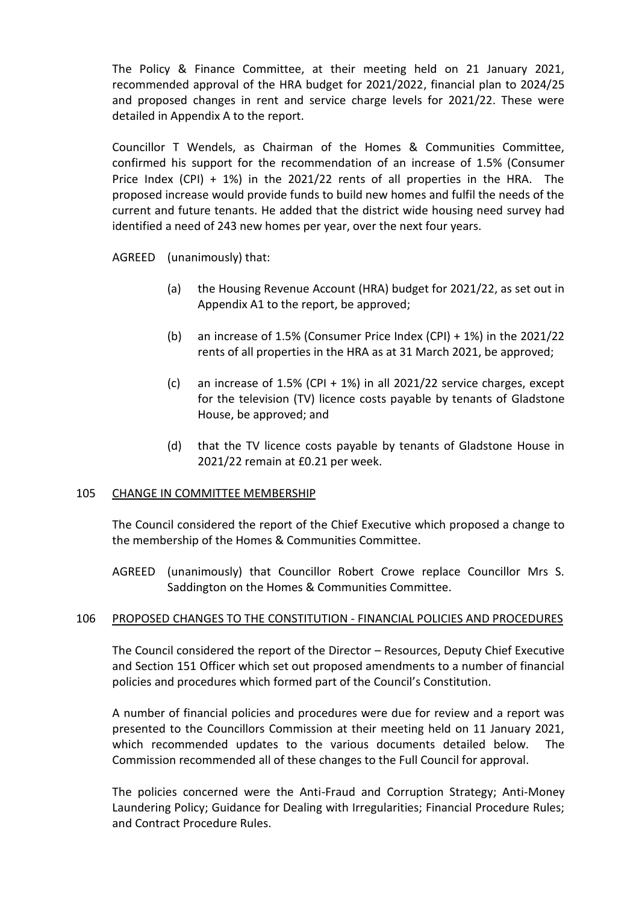The Policy & Finance Committee, at their meeting held on 21 January 2021, recommended approval of the HRA budget for 2021/2022, financial plan to 2024/25 and proposed changes in rent and service charge levels for 2021/22. These were detailed in Appendix A to the report.

Councillor T Wendels, as Chairman of the Homes & Communities Committee, confirmed his support for the recommendation of an increase of 1.5% (Consumer Price Index (CPI) + 1%) in the 2021/22 rents of all properties in the HRA. The proposed increase would provide funds to build new homes and fulfil the needs of the current and future tenants. He added that the district wide housing need survey had identified a need of 243 new homes per year, over the next four years.

AGREED (unanimously) that:

(a) the Housing Revenue Account (HRA) budget for 2021/22, as set out in Appendix A1 to the report, be approved;

(b) an increase of 1.5% (Consumer Price Index (CPI) + 1%) in the 2021/22 rents of all properties in the HRA as at 31 March 2021, be approved;

(c) an increase of 1.5% (CPI + 1%) in all 2021/22 service charges, except for the television (TV) licence costs payable by tenants of Gladstone House, be approved; and

(d) that the TV licence costs payable by tenants of Gladstone House in 2021/22 remain at £0.21 per week.

## 105 CHANGE IN COMMITTEE MEMBERSHIP

The Council considered the report of the Chief Executive which proposed a change to the membership of the Homes & Communities Committee.

AGREED (unanimously) that Councillor Robert Crowe replace Councillor Mrs S. Saddington on the Homes & Communities Committee.

## 106 PROPOSED CHANGES TO THE CONSTITUTION - FINANCIAL POLICIES AND PROCEDURES

The Council considered the report of the Director – Resources, Deputy Chief Executive and Section 151 Officer which set out proposed amendments to a number of financial policies and procedures which formed part of the Council's Constitution.

A number of financial policies and procedures were due for review and a report was presented to the Councillors Commission at their meeting held on 11 January 2021, which recommended updates to the various documents detailed below. The Commission recommended all of these changes to the Full Council for approval.

The policies concerned were the Anti-Fraud and Corruption Strategy; Anti-Money Laundering Policy; Guidance for Dealing with Irregularities; Financial Procedure Rules; and Contract Procedure Rules.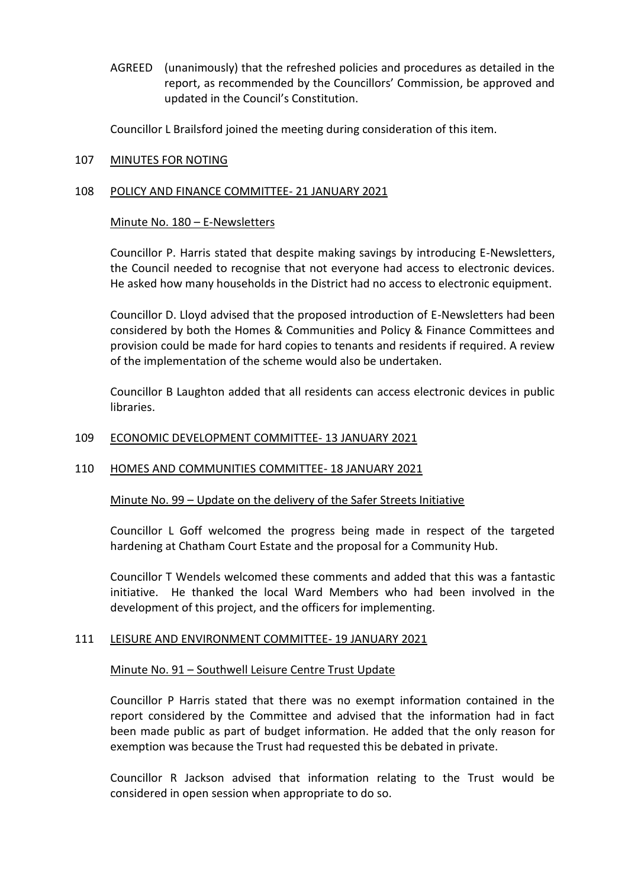AGREED (unanimously) that the refreshed policies and procedures as detailed in the report, as recommended by the Councillors' Commission, be approved and updated in the Council's Constitution.

Councillor L Brailsford joined the meeting during consideration of this item.

107 MINUTES FOR NOTING

108 POLICY AND FINANCE COMMITTEE- 21 JANUARY 2021

Minute No. 180 – E-Newsletters

Councillor P. Harris stated that despite making savings by introducing E-Newsletters, the Council needed to recognise that not everyone had access to electronic devices. He asked how many households in the District had no access to electronic equipment.

Councillor D. Lloyd advised that the proposed introduction of E-Newsletters had been considered by both the Homes & Communities and Policy & Finance Committees and provision could be made for hard copies to tenants and residents if required. A review of the implementation of the scheme would also be undertaken.

Councillor B Laughton added that all residents can access electronic devices in public libraries.

109 ECONOMIC DEVELOPMENT COMMITTEE- 13 JANUARY 2021

110 HOMES AND COMMUNITIES COMMITTEE- 18 JANUARY 2021

Minute No. 99 – Update on the delivery of the Safer Streets Initiative

Councillor L Goff welcomed the progress being made in respect of the targeted hardening at Chatham Court Estate and the proposal for a Community Hub.

Councillor T Wendels welcomed these comments and added that this was a fantastic initiative. He thanked the local Ward Members who had been involved in the development of this project, and the officers for implementing.

111 LEISURE AND ENVIRONMENT COMMITTEE- 19 JANUARY 2021

Minute No. 91 – Southwell Leisure Centre Trust Update

Councillor P Harris stated that there was no exempt information contained in the report considered by the Committee and advised that the information had in fact been made public as part of budget information. He added that the only reason for exemption was because the Trust had requested this be debated in private.

Councillor R Jackson advised that information relating to the Trust would be considered in open session when appropriate to do so.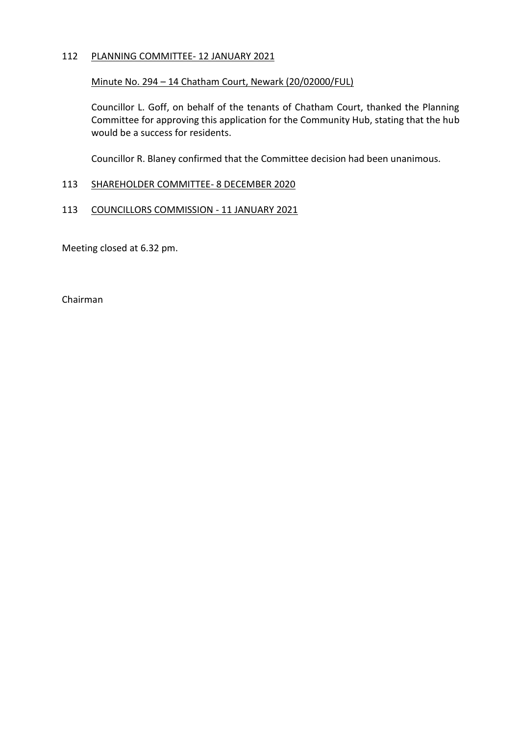112 PLANNING COMMITTEE- 12 JANUARY 2021

Minute No. 294 – 14 Chatham Court, Newark (20/02000/FUL)

Councillor L. Goff, on behalf of the tenants of Chatham Court, thanked the Planning Committee for approving this application for the Community Hub, stating that the hub would be a success for residents.

Councillor R. Blaney confirmed that the Committee decision had been unanimous.

113 SHAREHOLDER COMMITTEE- 8 DECEMBER 2020

113 COUNCILLORS COMMISSION - 11 JANUARY 2021

Meeting closed at 6.32 pm.

Chairman